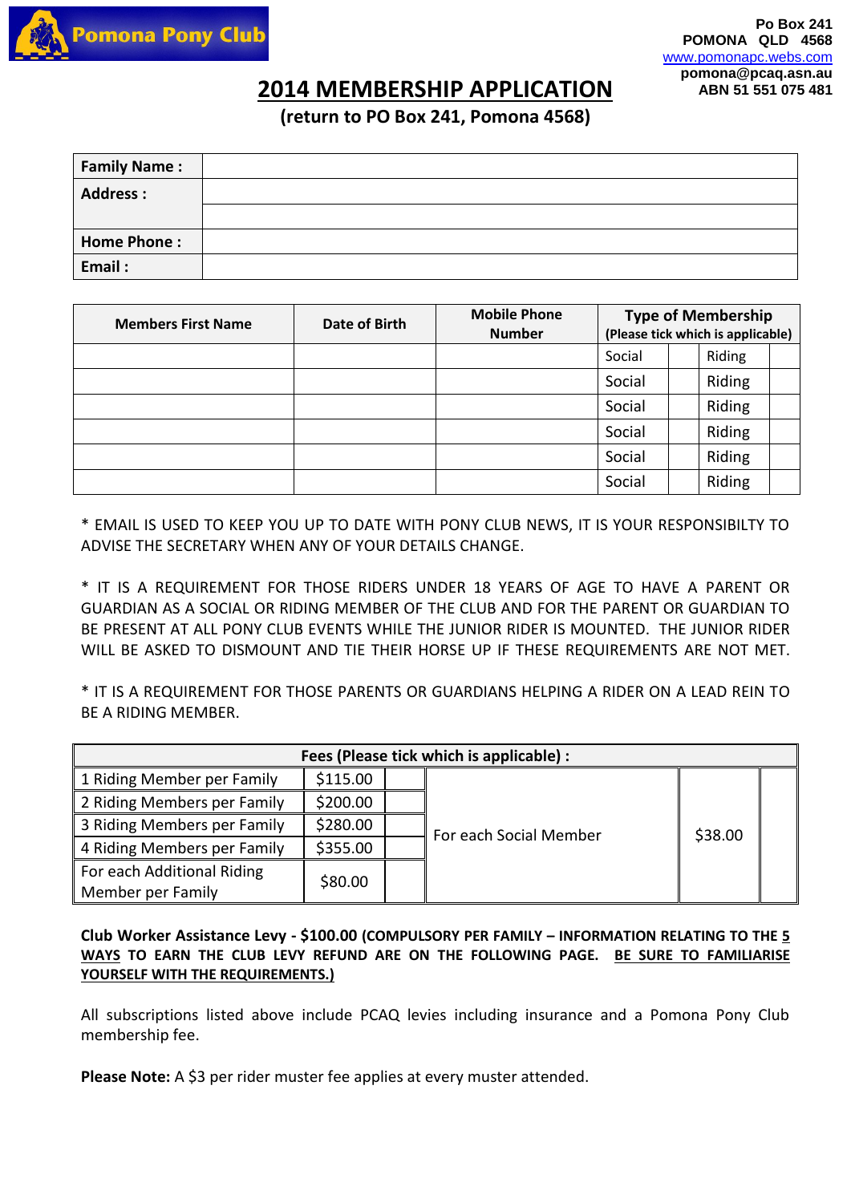Pomona Pony Club

Po Box 241
POMONA QLD 4568
www.pomonapc.webs.com
pomona@pcaq.asn.au
ABN 51 551 075 481

# 2014 MEMBERSHIP APPLICATION

**(return to PO Box 241, Pomona 4568)**

| **Family Name :** | |
|---|---|
| **Address :** | |
| | |
| **Home Phone :** | |
| **Email :** | |

| Members First Name | Date of Birth | Mobile Phone Number | Type of Membership (Please tick which is applicable) | | | |
|---|---|---|---|---|---|---|
| | | | Social | | Riding | |
| | | | Social | | Riding | |
| | | | Social | | Riding | |
| | | | Social | | Riding | |
| | | | Social | | Riding | |
| | | | Social | | Riding | |

* EMAIL IS USED TO KEEP YOU UP TO DATE WITH PONY CLUB NEWS, IT IS YOUR RESPONSIBILTY TO ADVISE THE SECRETARY WHEN ANY OF YOUR DETAILS CHANGE.

* IT IS A REQUIREMENT FOR THOSE RIDERS UNDER 18 YEARS OF AGE TO HAVE A PARENT OR GUARDIAN AS A SOCIAL OR RIDING MEMBER OF THE CLUB AND FOR THE PARENT OR GUARDIAN TO BE PRESENT AT ALL PONY CLUB EVENTS WHILE THE JUNIOR RIDER IS MOUNTED. THE JUNIOR RIDER WILL BE ASKED TO DISMOUNT AND TIE THEIR HORSE UP IF THESE REQUIREMENTS ARE NOT MET.

* IT IS A REQUIREMENT FOR THOSE PARENTS OR GUARDIANS HELPING A RIDER ON A LEAD REIN TO BE A RIDING MEMBER.

| **Fees (Please tick which is applicable) :** | | | | | |
|---|---|---|---|---|---|
| 1 Riding Member per Family | $115.00 | | For each Social Member | $38.00 | |
| 2 Riding Members per Family | $200.00 | | | | |
| 3 Riding Members per Family | $280.00 | | | | |
| 4 Riding Members per Family | $355.00 | | | | |
| For each Additional Riding Member per Family | $80.00 | | | | |

**Club Worker Assistance Levy - $100.00 (COMPULSORY PER FAMILY – INFORMATION RELATING TO THE 5 WAYS TO EARN THE CLUB LEVY REFUND ARE ON THE FOLLOWING PAGE. BE SURE TO FAMILIARISE YOURSELF WITH THE REQUIREMENTS.)**

All subscriptions listed above include PCAQ levies including insurance and a Pomona Pony Club membership fee.

**Please Note:** A $3 per rider muster fee applies at every muster attended.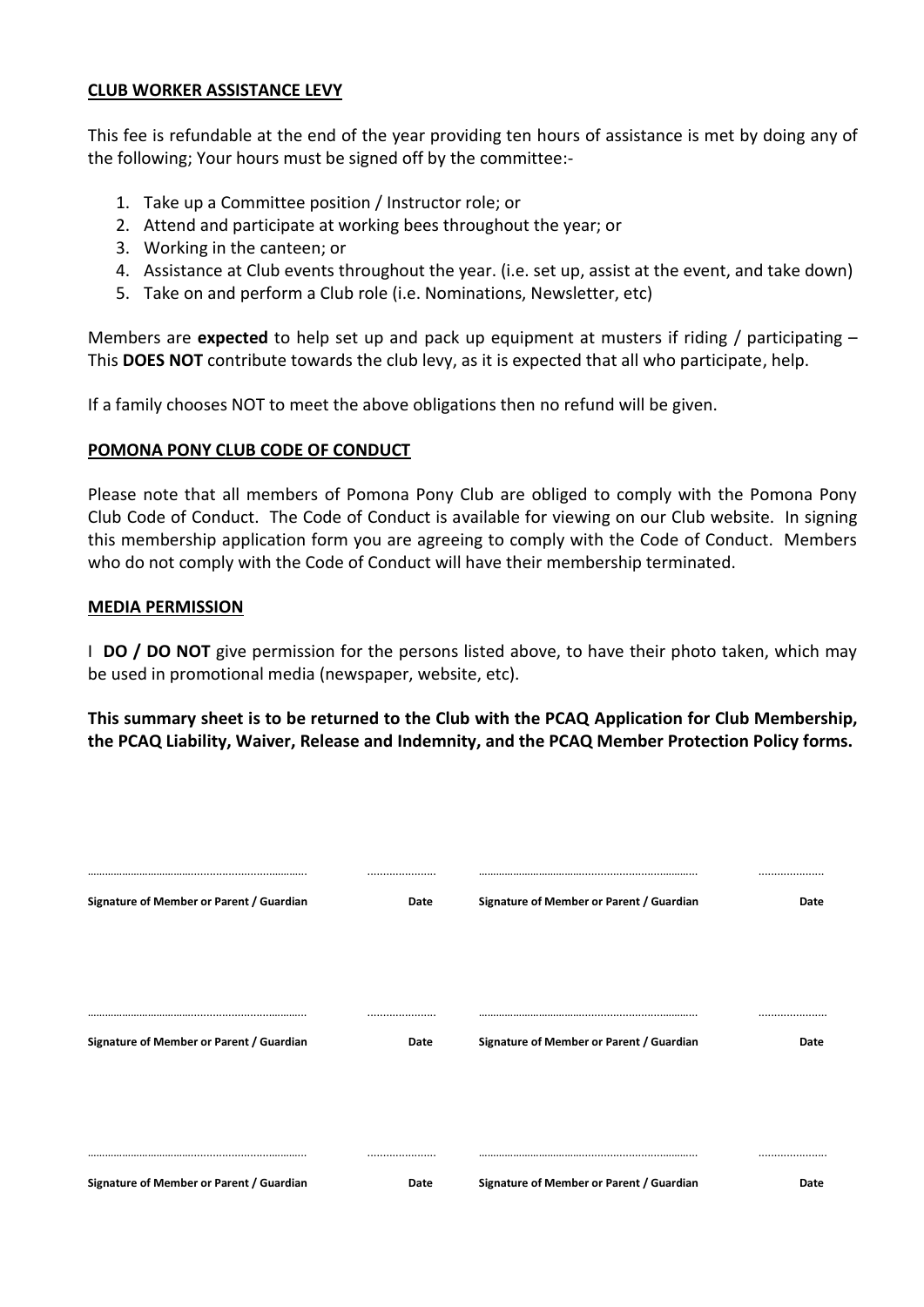## CLUB WORKER ASSISTANCE LEVY

This fee is refundable at the end of the year providing ten hours of assistance is met by doing any of the following; Your hours must be signed off by the committee:-

1. Take up a Committee position / Instructor role; or
2. Attend and participate at working bees throughout the year; or
3. Working in the canteen; or
4. Assistance at Club events throughout the year. (i.e. set up, assist at the event, and take down)
5. Take on and perform a Club role (i.e. Nominations, Newsletter, etc)

Members are **expected** to help set up and pack up equipment at musters if riding / participating – This **DOES NOT** contribute towards the club levy, as it is expected that all who participate, help.

If a family chooses NOT to meet the above obligations then no refund will be given.

## POMONA PONY CLUB CODE OF CONDUCT

Please note that all members of Pomona Pony Club are obliged to comply with the Pomona Pony Club Code of Conduct. The Code of Conduct is available for viewing on our Club website. In signing this membership application form you are agreeing to comply with the Code of Conduct. Members who do not comply with the Code of Conduct will have their membership terminated.

## MEDIA PERMISSION

I **DO / DO NOT** give permission for the persons listed above, to have their photo taken, which may be used in promotional media (newspaper, website, etc).

**This summary sheet is to be returned to the Club with the PCAQ Application for Club Membership, the PCAQ Liability, Waiver, Release and Indemnity, and the PCAQ Member Protection Policy forms.**

| | | | |
|---|---|---|---|
| ........................................................................ | ..................... | ........................................................................ | ..................... |
| **Signature of Member or Parent / Guardian** | **Date** | **Signature of Member or Parent / Guardian** | **Date** |
| ........................................................................ | ..................... | ........................................................................ | ..................... |
| **Signature of Member or Parent / Guardian** | **Date** | **Signature of Member or Parent / Guardian** | **Date** |
| ........................................................................ | ..................... | ........................................................................ | ..................... |
| **Signature of Member or Parent / Guardian** | **Date** | **Signature of Member or Parent / Guardian** | **Date** |